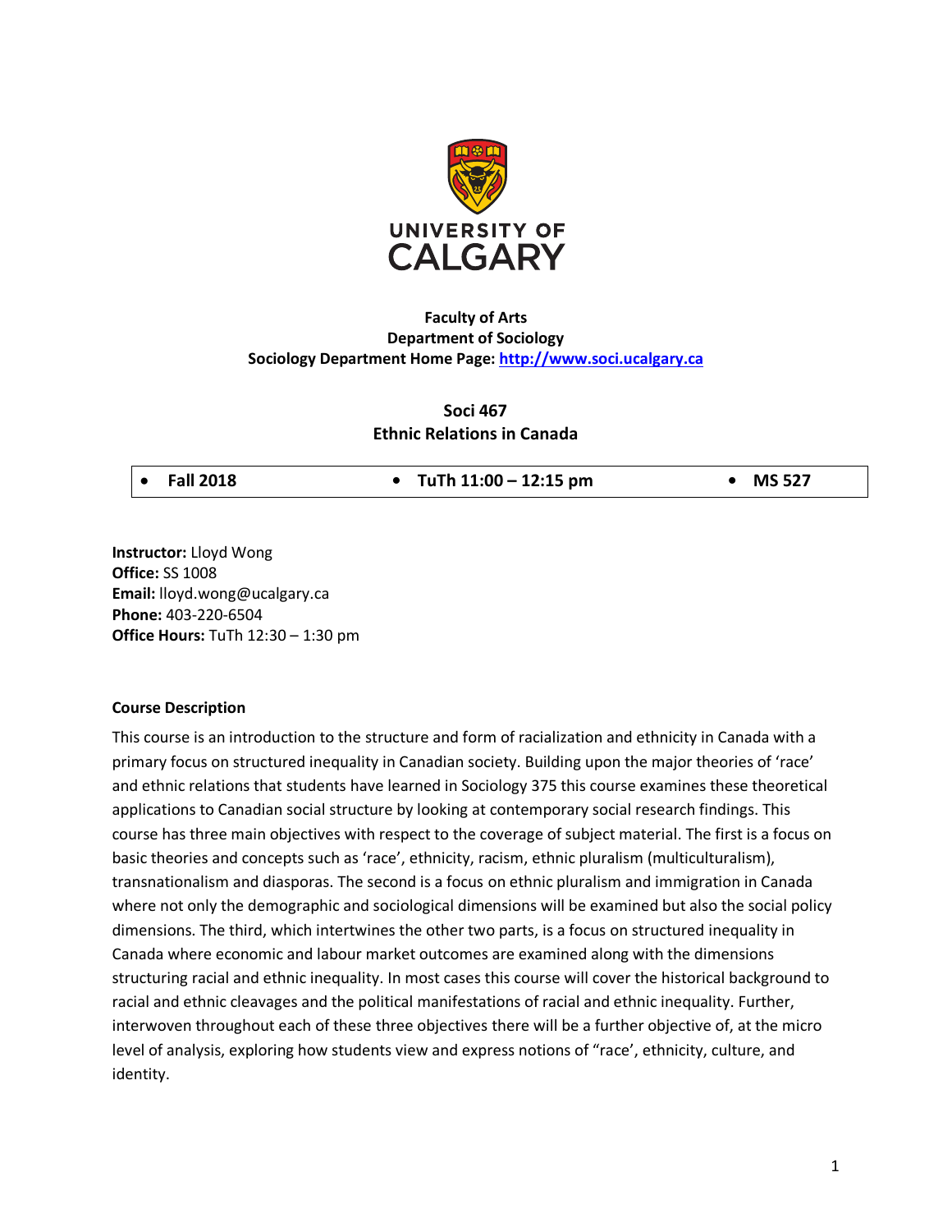**UNIVERSITY OF CALGARY**

**Faculty of Arts**
**Department of Sociology**
**Sociology Department Home Page: http://www.soci.ucalgary.ca**

# Soci 467
# Ethnic Relations in Canada

| • **Fall 2018** | • **TuTh 11:00 – 12:15 pm** | • **MS 527** |
|---|---|---|

**Instructor:** Lloyd Wong
**Office:** SS 1008
**Email:** lloyd.wong@ucalgary.ca
**Phone:** 403-220-6504
**Office Hours:** TuTh 12:30 – 1:30 pm

### Course Description

This course is an introduction to the structure and form of racialization and ethnicity in Canada with a primary focus on structured inequality in Canadian society. Building upon the major theories of 'race' and ethnic relations that students have learned in Sociology 375 this course examines these theoretical applications to Canadian social structure by looking at contemporary social research findings. This course has three main objectives with respect to the coverage of subject material. The first is a focus on basic theories and concepts such as 'race', ethnicity, racism, ethnic pluralism (multiculturalism), transnationalism and diasporas. The second is a focus on ethnic pluralism and immigration in Canada where not only the demographic and sociological dimensions will be examined but also the social policy dimensions. The third, which intertwines the other two parts, is a focus on structured inequality in Canada where economic and labour market outcomes are examined along with the dimensions structuring racial and ethnic inequality. In most cases this course will cover the historical background to racial and ethnic cleavages and the political manifestations of racial and ethnic inequality. Further, interwoven throughout each of these three objectives there will be a further objective of, at the micro level of analysis, exploring how students view and express notions of "race', ethnicity, culture, and identity.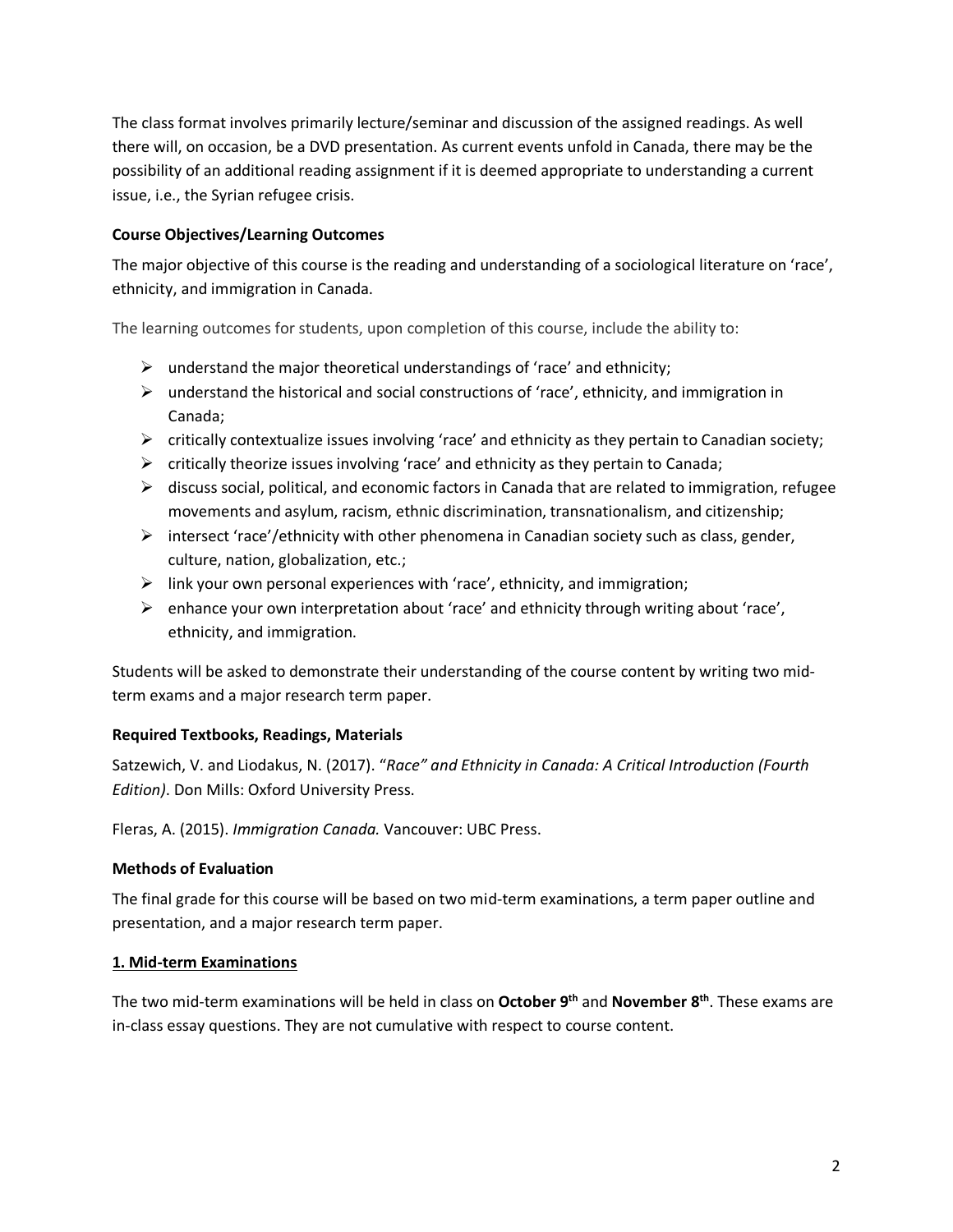The class format involves primarily lecture/seminar and discussion of the assigned readings. As well there will, on occasion, be a DVD presentation. As current events unfold in Canada, there may be the possibility of an additional reading assignment if it is deemed appropriate to understanding a current issue, i.e., the Syrian refugee crisis.

**Course Objectives/Learning Outcomes**

The major objective of this course is the reading and understanding of a sociological literature on 'race', ethnicity, and immigration in Canada.

The learning outcomes for students, upon completion of this course, include the ability to:

- understand the major theoretical understandings of 'race' and ethnicity;
- understand the historical and social constructions of 'race', ethnicity, and immigration in Canada;
- critically contextualize issues involving 'race' and ethnicity as they pertain to Canadian society;
- critically theorize issues involving 'race' and ethnicity as they pertain to Canada;
- discuss social, political, and economic factors in Canada that are related to immigration, refugee movements and asylum, racism, ethnic discrimination, transnationalism, and citizenship;
- intersect 'race'/ethnicity with other phenomena in Canadian society such as class, gender, culture, nation, globalization, etc.;
- link your own personal experiences with 'race', ethnicity, and immigration;
- enhance your own interpretation about 'race' and ethnicity through writing about 'race', ethnicity, and immigration.

Students will be asked to demonstrate their understanding of the course content by writing two mid-term exams and a major research term paper.

**Required Textbooks, Readings, Materials**

Satzewich, V. and Liodakus, N. (2017). "*Race" and Ethnicity in Canada: A Critical Introduction (Fourth Edition)*. Don Mills: Oxford University Press.

Fleras, A. (2015). *Immigration Canada.* Vancouver: UBC Press.

**Methods of Evaluation**

The final grade for this course will be based on two mid-term examinations, a term paper outline and presentation, and a major research term paper.

**1. Mid-term Examinations**

The two mid-term examinations will be held in class on **October 9th** and **November 8th**. These exams are in-class essay questions. They are not cumulative with respect to course content.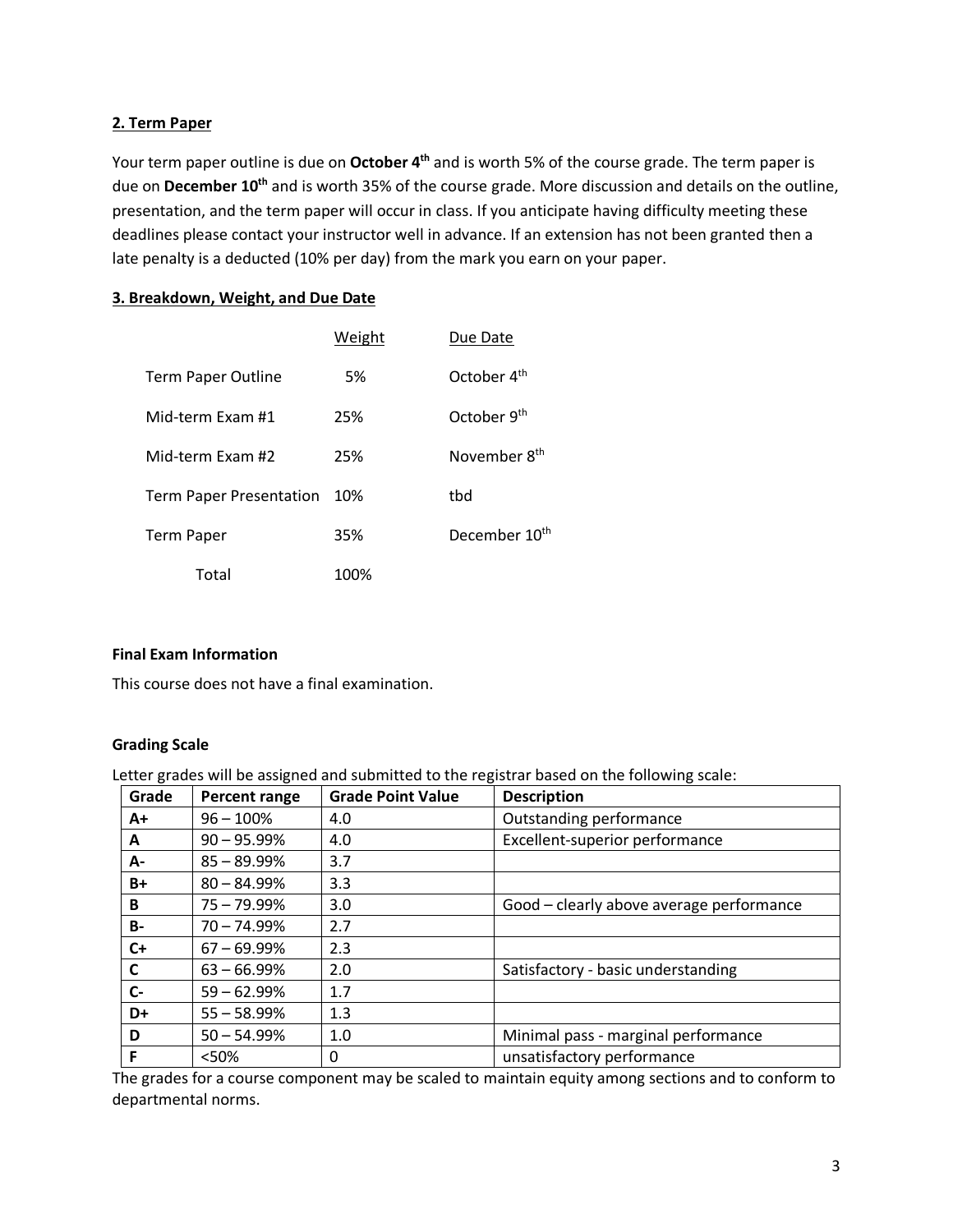**2. Term Paper**

Your term paper outline is due on **October 4th** and is worth 5% of the course grade. The term paper is due on **December 10th** and is worth 35% of the course grade. More discussion and details on the outline, presentation, and the term paper will occur in class. If you anticipate having difficulty meeting these deadlines please contact your instructor well in advance. If an extension has not been granted then a late penalty is a deducted (10% per day) from the mark you earn on your paper.

**3. Breakdown, Weight, and Due Date**

| | Weight | Due Date |
|---|---|---|
| Term Paper Outline | 5% | October 4th |
| Mid-term Exam #1 | 25% | October 9th |
| Mid-term Exam #2 | 25% | November 8th |
| Term Paper Presentation | 10% | tbd |
| Term Paper | 35% | December 10th |
| Total | 100% | |

**Final Exam Information**

This course does not have a final examination.

**Grading Scale**

Letter grades will be assigned and submitted to the registrar based on the following scale:

| Grade | Percent range | Grade Point Value | Description |
|---|---|---|---|
| A+ | 96 – 100% | 4.0 | Outstanding performance |
| A | 90 – 95.99% | 4.0 | Excellent-superior performance |
| A- | 85 – 89.99% | 3.7 | |
| B+ | 80 – 84.99% | 3.3 | |
| B | 75 – 79.99% | 3.0 | Good – clearly above average performance |
| B- | 70 – 74.99% | 2.7 | |
| C+ | 67 – 69.99% | 2.3 | |
| C | 63 – 66.99% | 2.0 | Satisfactory - basic understanding |
| C- | 59 – 62.99% | 1.7 | |
| D+ | 55 – 58.99% | 1.3 | |
| D | 50 – 54.99% | 1.0 | Minimal pass - marginal performance |
| F | <50% | 0 | unsatisfactory performance |

The grades for a course component may be scaled to maintain equity among sections and to conform to departmental norms.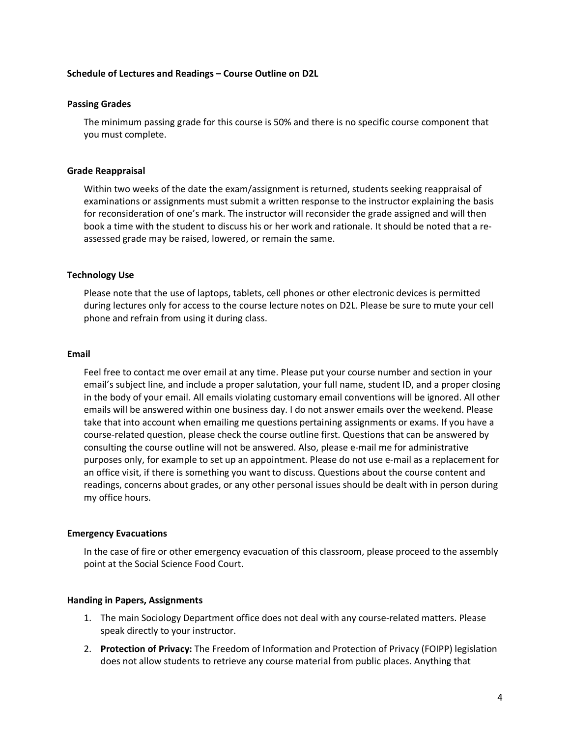**Schedule of Lectures and Readings – Course Outline on D2L**

**Passing Grades**

The minimum passing grade for this course is 50% and there is no specific course component that you must complete.

**Grade Reappraisal**

Within two weeks of the date the exam/assignment is returned, students seeking reappraisal of examinations or assignments must submit a written response to the instructor explaining the basis for reconsideration of one's mark. The instructor will reconsider the grade assigned and will then book a time with the student to discuss his or her work and rationale. It should be noted that a re-assessed grade may be raised, lowered, or remain the same.

**Technology Use**

Please note that the use of laptops, tablets, cell phones or other electronic devices is permitted during lectures only for access to the course lecture notes on D2L. Please be sure to mute your cell phone and refrain from using it during class.

**Email**

Feel free to contact me over email at any time. Please put your course number and section in your email's subject line, and include a proper salutation, your full name, student ID, and a proper closing in the body of your email. All emails violating customary email conventions will be ignored. All other emails will be answered within one business day. I do not answer emails over the weekend. Please take that into account when emailing me questions pertaining assignments or exams. If you have a course-related question, please check the course outline first. Questions that can be answered by consulting the course outline will not be answered. Also, please e-mail me for administrative purposes only, for example to set up an appointment. Please do not use e-mail as a replacement for an office visit, if there is something you want to discuss. Questions about the course content and readings, concerns about grades, or any other personal issues should be dealt with in person during my office hours.

**Emergency Evacuations**

In the case of fire or other emergency evacuation of this classroom, please proceed to the assembly point at the Social Science Food Court.

**Handing in Papers, Assignments**

1. The main Sociology Department office does not deal with any course-related matters. Please speak directly to your instructor.
2. **Protection of Privacy:** The Freedom of Information and Protection of Privacy (FOIPP) legislation does not allow students to retrieve any course material from public places. Anything that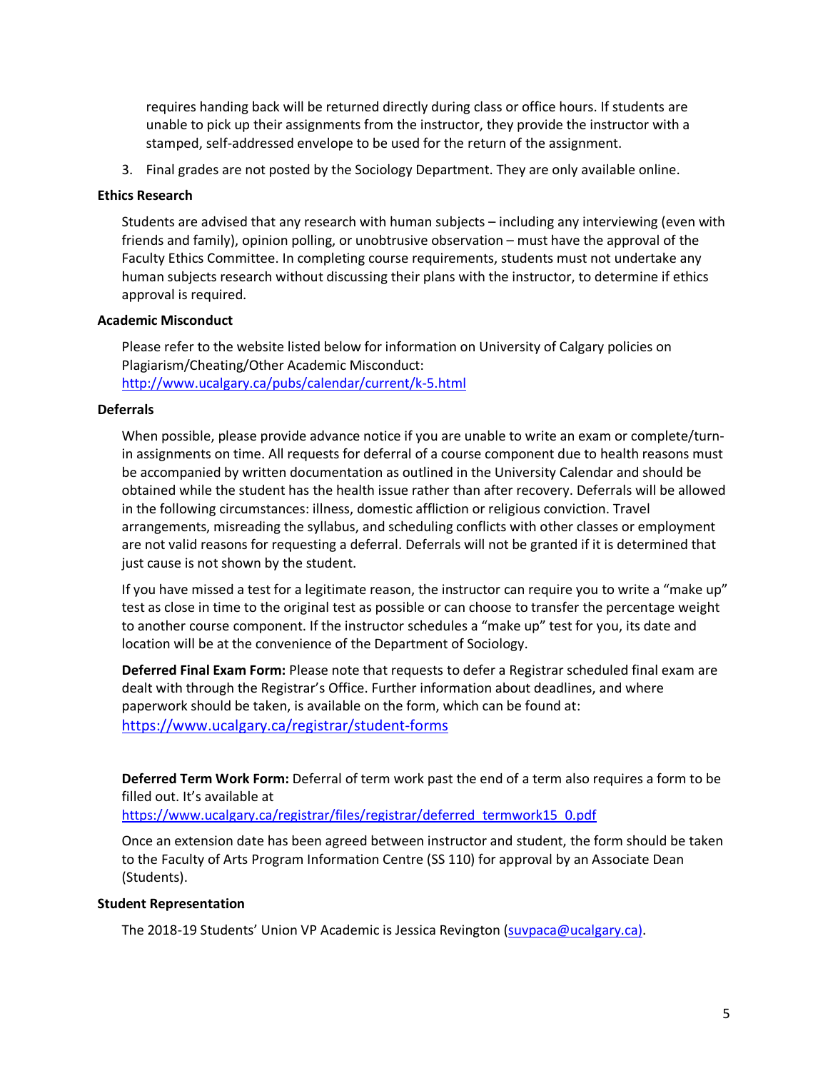requires handing back will be returned directly during class or office hours. If students are unable to pick up their assignments from the instructor, they provide the instructor with a stamped, self-addressed envelope to be used for the return of the assignment.

3. Final grades are not posted by the Sociology Department. They are only available online.

**Ethics Research**

Students are advised that any research with human subjects – including any interviewing (even with friends and family), opinion polling, or unobtrusive observation – must have the approval of the Faculty Ethics Committee. In completing course requirements, students must not undertake any human subjects research without discussing their plans with the instructor, to determine if ethics approval is required.

**Academic Misconduct**

Please refer to the website listed below for information on University of Calgary policies on Plagiarism/Cheating/Other Academic Misconduct:
http://www.ucalgary.ca/pubs/calendar/current/k-5.html

**Deferrals**

When possible, please provide advance notice if you are unable to write an exam or complete/turn-in assignments on time. All requests for deferral of a course component due to health reasons must be accompanied by written documentation as outlined in the University Calendar and should be obtained while the student has the health issue rather than after recovery. Deferrals will be allowed in the following circumstances: illness, domestic affliction or religious conviction. Travel arrangements, misreading the syllabus, and scheduling conflicts with other classes or employment are not valid reasons for requesting a deferral. Deferrals will not be granted if it is determined that just cause is not shown by the student.

If you have missed a test for a legitimate reason, the instructor can require you to write a "make up" test as close in time to the original test as possible or can choose to transfer the percentage weight to another course component. If the instructor schedules a "make up" test for you, its date and location will be at the convenience of the Department of Sociology.

**Deferred Final Exam Form:** Please note that requests to defer a Registrar scheduled final exam are dealt with through the Registrar's Office. Further information about deadlines, and where paperwork should be taken, is available on the form, which can be found at:
https://www.ucalgary.ca/registrar/student-forms

**Deferred Term Work Form:** Deferral of term work past the end of a term also requires a form to be filled out. It's available at
https://www.ucalgary.ca/registrar/files/registrar/deferred_termwork15_0.pdf

Once an extension date has been agreed between instructor and student, the form should be taken to the Faculty of Arts Program Information Centre (SS 110) for approval by an Associate Dean (Students).

**Student Representation**

The 2018-19 Students' Union VP Academic is Jessica Revington (suvpaca@ucalgary.ca).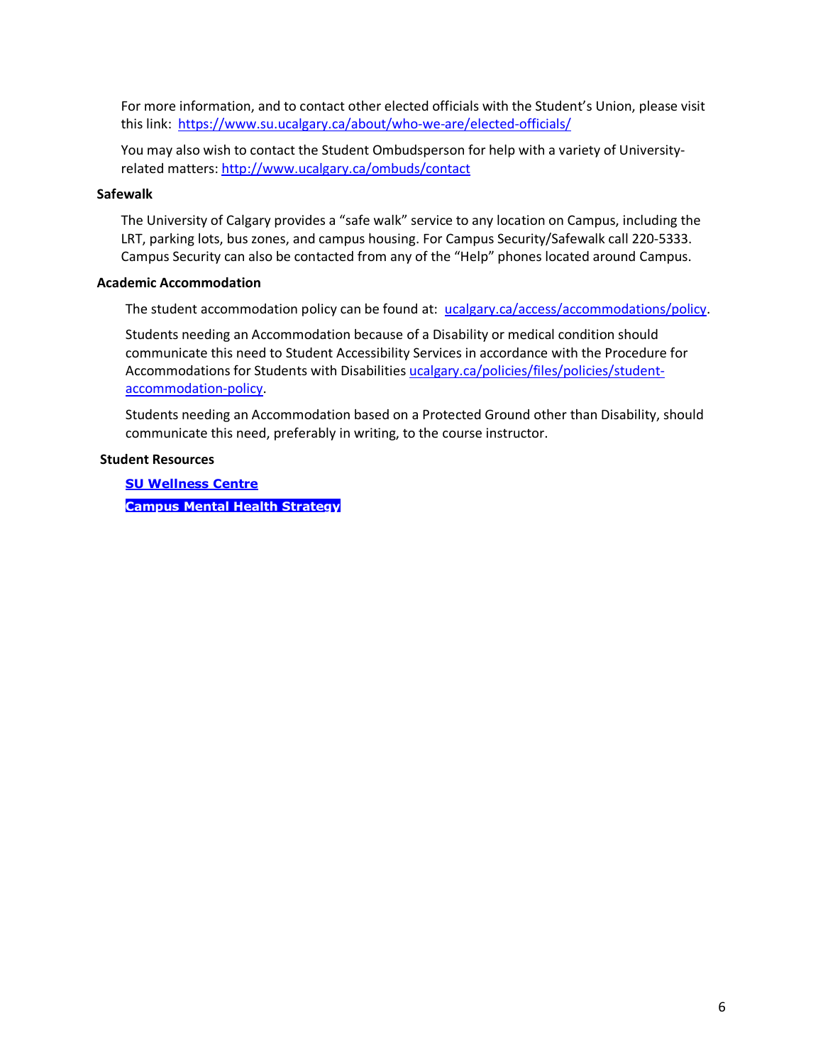For more information, and to contact other elected officials with the Student's Union, please visit this link: https://www.su.ucalgary.ca/about/who-we-are/elected-officials/

You may also wish to contact the Student Ombudsperson for help with a variety of University-related matters: http://www.ucalgary.ca/ombuds/contact

**Safewalk**

The University of Calgary provides a "safe walk" service to any location on Campus, including the LRT, parking lots, bus zones, and campus housing. For Campus Security/Safewalk call 220-5333. Campus Security can also be contacted from any of the "Help" phones located around Campus.

**Academic Accommodation**

The student accommodation policy can be found at: ucalgary.ca/access/accommodations/policy.

Students needing an Accommodation because of a Disability or medical condition should communicate this need to Student Accessibility Services in accordance with the Procedure for Accommodations for Students with Disabilities ucalgary.ca/policies/files/policies/student-accommodation-policy.

Students needing an Accommodation based on a Protected Ground other than Disability, should communicate this need, preferably in writing, to the course instructor.

**Student Resources**

**SU Wellness Centre**

**Campus Mental Health Strategy**